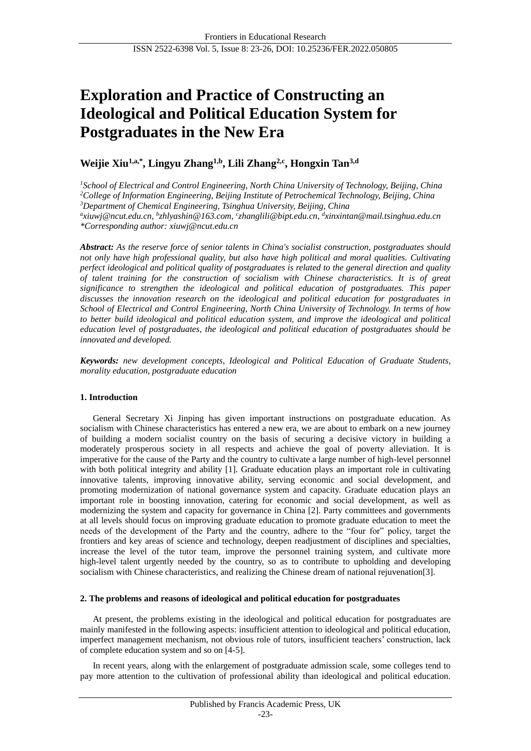# Exploration and Practice of Constructing an Ideological and Political Education System for Postgraduates in the New Era

**Weijie Xiu[1,a,*], Lingyu Zhang[1,b], Lili Zhang[2,c], Hongxin Tan[3,d]**

*[1]School of Electrical and Control Engineering, North China University of Technology, Beijing, China*
*[2]College of Information Engineering, Beijing Institute of Petrochemical Technology, Beijing, China*
*[3]Department of Chemical Engineering, Tsinghua University, Beijing, China*
*[a]xiuwj@ncut.edu.cn, [b]zhlyashin@163.com, [c]zhanglili@bipt.edu.cn, [d]xinxintan@mail.tsinghua.edu.cn*
*\*Corresponding author: xiuwj@ncut.edu.cn*

***Abstract:*** *As the reserve force of senior talents in China's socialist construction, postgraduates should not only have high professional quality, but also have high political and moral qualities. Cultivating perfect ideological and political quality of postgraduates is related to the general direction and quality of talent training for the construction of socialism with Chinese characteristics. It is of great significance to strengthen the ideological and political education of postgraduates. This paper discusses the innovation research on the ideological and political education for postgraduates in School of Electrical and Control Engineering, North China University of Technology. In terms of how to better build ideological and political education system, and improve the ideological and political education level of postgraduates, the ideological and political education of postgraduates should be innovated and developed.*

***Keywords:*** *new development concepts, Ideological and Political Education of Graduate Students, morality education, postgraduate education*

## 1. Introduction

General Secretary Xi Jinping has given important instructions on postgraduate education. As socialism with Chinese characteristics has entered a new era, we are about to embark on a new journey of building a modern socialist country on the basis of securing a decisive victory in building a moderately prosperous society in all respects and achieve the goal of poverty alleviation. It is imperative for the cause of the Party and the country to cultivate a large number of high-level personnel with both political integrity and ability [1]. Graduate education plays an important role in cultivating innovative talents, improving innovative ability, serving economic and social development, and promoting modernization of national governance system and capacity. Graduate education plays an important role in boosting innovation, catering for economic and social development, as well as modernizing the system and capacity for governance in China [2]. Party committees and governments at all levels should focus on improving graduate education to promote graduate education to meet the needs of the development of the Party and the country, adhere to the "four for" policy, target the frontiers and key areas of science and technology, deepen readjustment of disciplines and specialties, increase the level of the tutor team, improve the personnel training system, and cultivate more high-level talent urgently needed by the country, so as to contribute to upholding and developing socialism with Chinese characteristics, and realizing the Chinese dream of national rejuvenation[3].

## 2. The problems and reasons of ideological and political education for postgraduates

At present, the problems existing in the ideological and political education for postgraduates are mainly manifested in the following aspects: insufficient attention to ideological and political education, imperfect management mechanism, not obvious role of tutors, insufficient teachers' construction, lack of complete education system and so on [4-5].

In recent years, along with the enlargement of postgraduate admission scale, some colleges tend to pay more attention to the cultivation of professional ability than ideological and political education.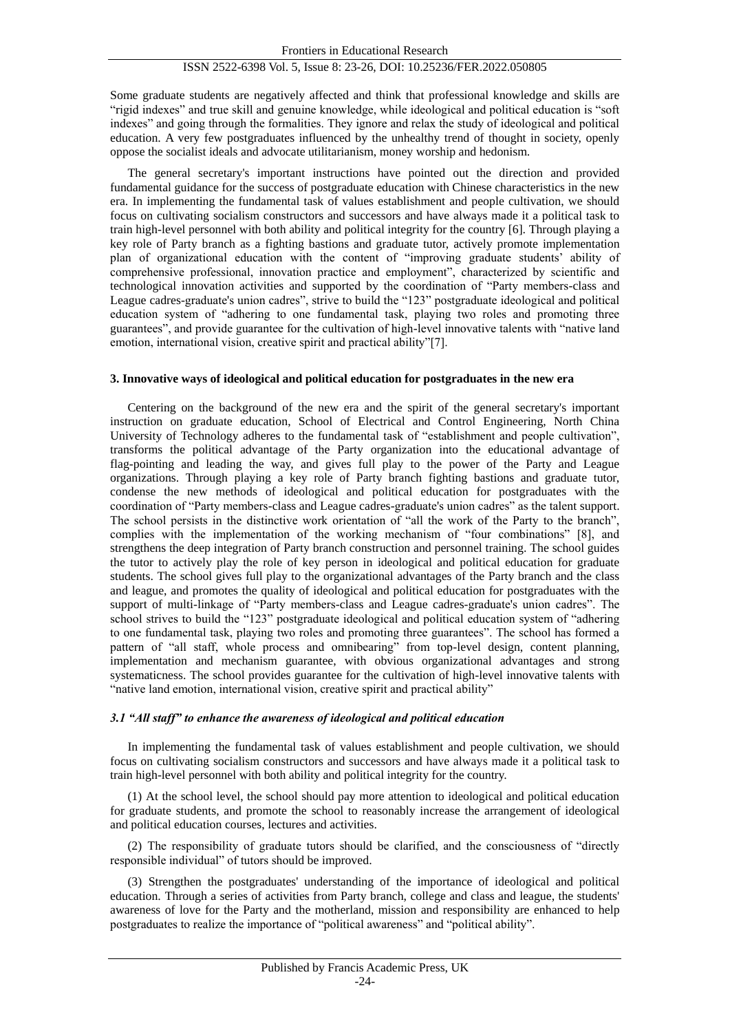Some graduate students are negatively affected and think that professional knowledge and skills are "rigid indexes" and true skill and genuine knowledge, while ideological and political education is "soft indexes" and going through the formalities. They ignore and relax the study of ideological and political education. A very few postgraduates influenced by the unhealthy trend of thought in society, openly oppose the socialist ideals and advocate utilitarianism, money worship and hedonism.

The general secretary's important instructions have pointed out the direction and provided fundamental guidance for the success of postgraduate education with Chinese characteristics in the new era. In implementing the fundamental task of values establishment and people cultivation, we should focus on cultivating socialism constructors and successors and have always made it a political task to train high-level personnel with both ability and political integrity for the country [6]. Through playing a key role of Party branch as a fighting bastions and graduate tutor, actively promote implementation plan of organizational education with the content of "improving graduate students' ability of comprehensive professional, innovation practice and employment", characterized by scientific and technological innovation activities and supported by the coordination of "Party members-class and League cadres-graduate's union cadres", strive to build the "123" postgraduate ideological and political education system of "adhering to one fundamental task, playing two roles and promoting three guarantees", and provide guarantee for the cultivation of high-level innovative talents with "native land emotion, international vision, creative spirit and practical ability"[7].

### 3. Innovative ways of ideological and political education for postgraduates in the new era

Centering on the background of the new era and the spirit of the general secretary's important instruction on graduate education, School of Electrical and Control Engineering, North China University of Technology adheres to the fundamental task of "establishment and people cultivation", transforms the political advantage of the Party organization into the educational advantage of flag-pointing and leading the way, and gives full play to the power of the Party and League organizations. Through playing a key role of Party branch fighting bastions and graduate tutor, condense the new methods of ideological and political education for postgraduates with the coordination of "Party members-class and League cadres-graduate's union cadres" as the talent support. The school persists in the distinctive work orientation of "all the work of the Party to the branch", complies with the implementation of the working mechanism of "four combinations" [8], and strengthens the deep integration of Party branch construction and personnel training. The school guides the tutor to actively play the role of key person in ideological and political education for graduate students. The school gives full play to the organizational advantages of the Party branch and the class and league, and promotes the quality of ideological and political education for postgraduates with the support of multi-linkage of "Party members-class and League cadres-graduate's union cadres". The school strives to build the "123" postgraduate ideological and political education system of "adhering to one fundamental task, playing two roles and promoting three guarantees". The school has formed a pattern of "all staff, whole process and omnibearing" from top-level design, content planning, implementation and mechanism guarantee, with obvious organizational advantages and strong systematicness. The school provides guarantee for the cultivation of high-level innovative talents with "native land emotion, international vision, creative spirit and practical ability"

#### *3.1 "All staff" to enhance the awareness of ideological and political education*

In implementing the fundamental task of values establishment and people cultivation, we should focus on cultivating socialism constructors and successors and have always made it a political task to train high-level personnel with both ability and political integrity for the country.

(1) At the school level, the school should pay more attention to ideological and political education for graduate students, and promote the school to reasonably increase the arrangement of ideological and political education courses, lectures and activities.

(2) The responsibility of graduate tutors should be clarified, and the consciousness of "directly responsible individual" of tutors should be improved.

(3) Strengthen the postgraduates' understanding of the importance of ideological and political education. Through a series of activities from Party branch, college and class and league, the students' awareness of love for the Party and the motherland, mission and responsibility are enhanced to help postgraduates to realize the importance of "political awareness" and "political ability".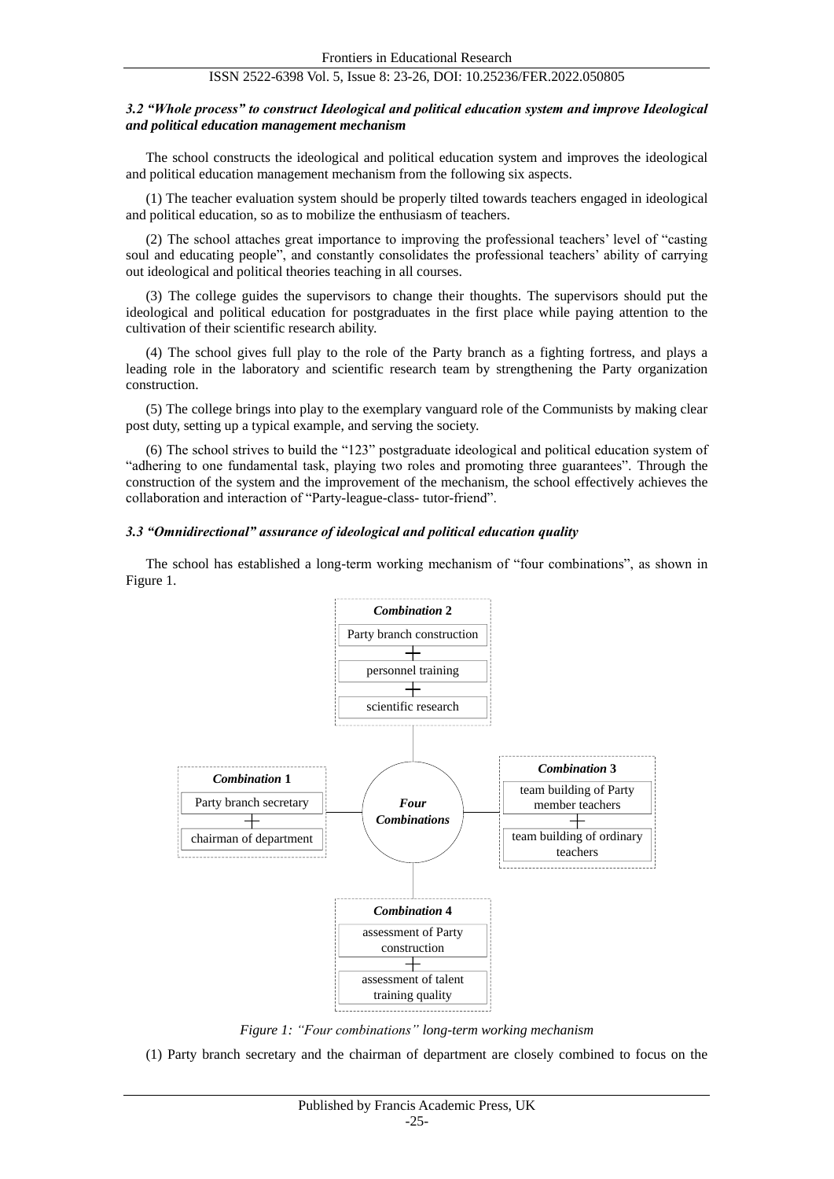### *3.2 "Whole process" to construct Ideological and political education system and improve Ideological and political education management mechanism*

The school constructs the ideological and political education system and improves the ideological and political education management mechanism from the following six aspects.

(1) The teacher evaluation system should be properly tilted towards teachers engaged in ideological and political education, so as to mobilize the enthusiasm of teachers.

(2) The school attaches great importance to improving the professional teachers' level of "casting soul and educating people", and constantly consolidates the professional teachers' ability of carrying out ideological and political theories teaching in all courses.

(3) The college guides the supervisors to change their thoughts. The supervisors should put the ideological and political education for postgraduates in the first place while paying attention to the cultivation of their scientific research ability.

(4) The school gives full play to the role of the Party branch as a fighting fortress, and plays a leading role in the laboratory and scientific research team by strengthening the Party organization construction.

(5) The college brings into play to the exemplary vanguard role of the Communists by making clear post duty, setting up a typical example, and serving the society.

(6) The school strives to build the "123" postgraduate ideological and political education system of "adhering to one fundamental task, playing two roles and promoting three guarantees". Through the construction of the system and the improvement of the mechanism, the school effectively achieves the collaboration and interaction of "Party-league-class- tutor-friend".

### *3.3 "Omnidirectional" assurance of ideological and political education quality*

The school has established a long-term working mechanism of "four combinations", as shown in Figure 1.

**Four Combinations**

- ***Combination 1***: Party branch secretary + chairman of department
- ***Combination 2***: Party branch construction + personnel training + scientific research
- ***Combination 3***: team building of Party member teachers + team building of ordinary teachers
- ***Combination 4***: assessment of Party construction + assessment of talent training quality

*Figure 1: "Four combinations" long-term working mechanism*

(1) Party branch secretary and the chairman of department are closely combined to focus on the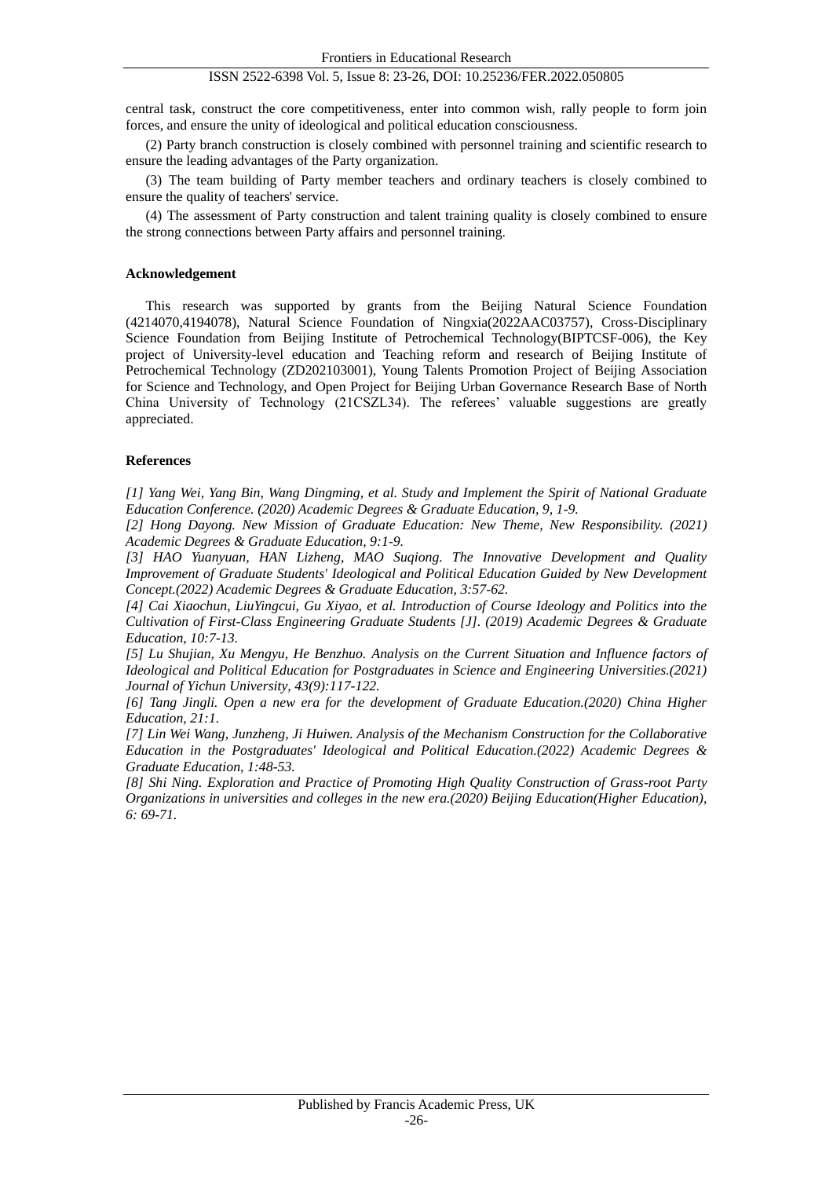central task, construct the core competitiveness, enter into common wish, rally people to form join forces, and ensure the unity of ideological and political education consciousness.

(2) Party branch construction is closely combined with personnel training and scientific research to ensure the leading advantages of the Party organization.

(3) The team building of Party member teachers and ordinary teachers is closely combined to ensure the quality of teachers' service.

(4) The assessment of Party construction and talent training quality is closely combined to ensure the strong connections between Party affairs and personnel training.

## Acknowledgement

This research was supported by grants from the Beijing Natural Science Foundation (4214070,4194078), Natural Science Foundation of Ningxia(2022AAC03757), Cross-Disciplinary Science Foundation from Beijing Institute of Petrochemical Technology(BIPTCSF-006), the Key project of University-level education and Teaching reform and research of Beijing Institute of Petrochemical Technology (ZD202103001), Young Talents Promotion Project of Beijing Association for Science and Technology, and Open Project for Beijing Urban Governance Research Base of North China University of Technology (21CSZL34). The referees' valuable suggestions are greatly appreciated.

## References

*[1] Yang Wei, Yang Bin, Wang Dingming, et al. Study and Implement the Spirit of National Graduate Education Conference. (2020) Academic Degrees & Graduate Education, 9, 1-9.*

*[2] Hong Dayong. New Mission of Graduate Education: New Theme, New Responsibility. (2021) Academic Degrees & Graduate Education, 9:1-9.*

*[3] HAO Yuanyuan, HAN Lizheng, MAO Suqiong. The Innovative Development and Quality Improvement of Graduate Students' Ideological and Political Education Guided by New Development Concept.(2022) Academic Degrees & Graduate Education, 3:57-62.*

*[4] Cai Xiaochun, LiuYingcui, Gu Xiyao, et al. Introduction of Course Ideology and Politics into the Cultivation of First-Class Engineering Graduate Students [J]. (2019) Academic Degrees & Graduate Education, 10:7-13.*

*[5] Lu Shujian, Xu Mengyu, He Benzhuo. Analysis on the Current Situation and Influence factors of Ideological and Political Education for Postgraduates in Science and Engineering Universities.(2021) Journal of Yichun University, 43(9):117-122.*

*[6] Tang Jingli. Open a new era for the development of Graduate Education.(2020) China Higher Education, 21:1.*

*[7] Lin Wei Wang, Junzheng, Ji Huiwen. Analysis of the Mechanism Construction for the Collaborative Education in the Postgraduates' Ideological and Political Education.(2022) Academic Degrees & Graduate Education, 1:48-53.*

*[8] Shi Ning. Exploration and Practice of Promoting High Quality Construction of Grass-root Party Organizations in universities and colleges in the new era.(2020) Beijing Education(Higher Education), 6: 69-71.*